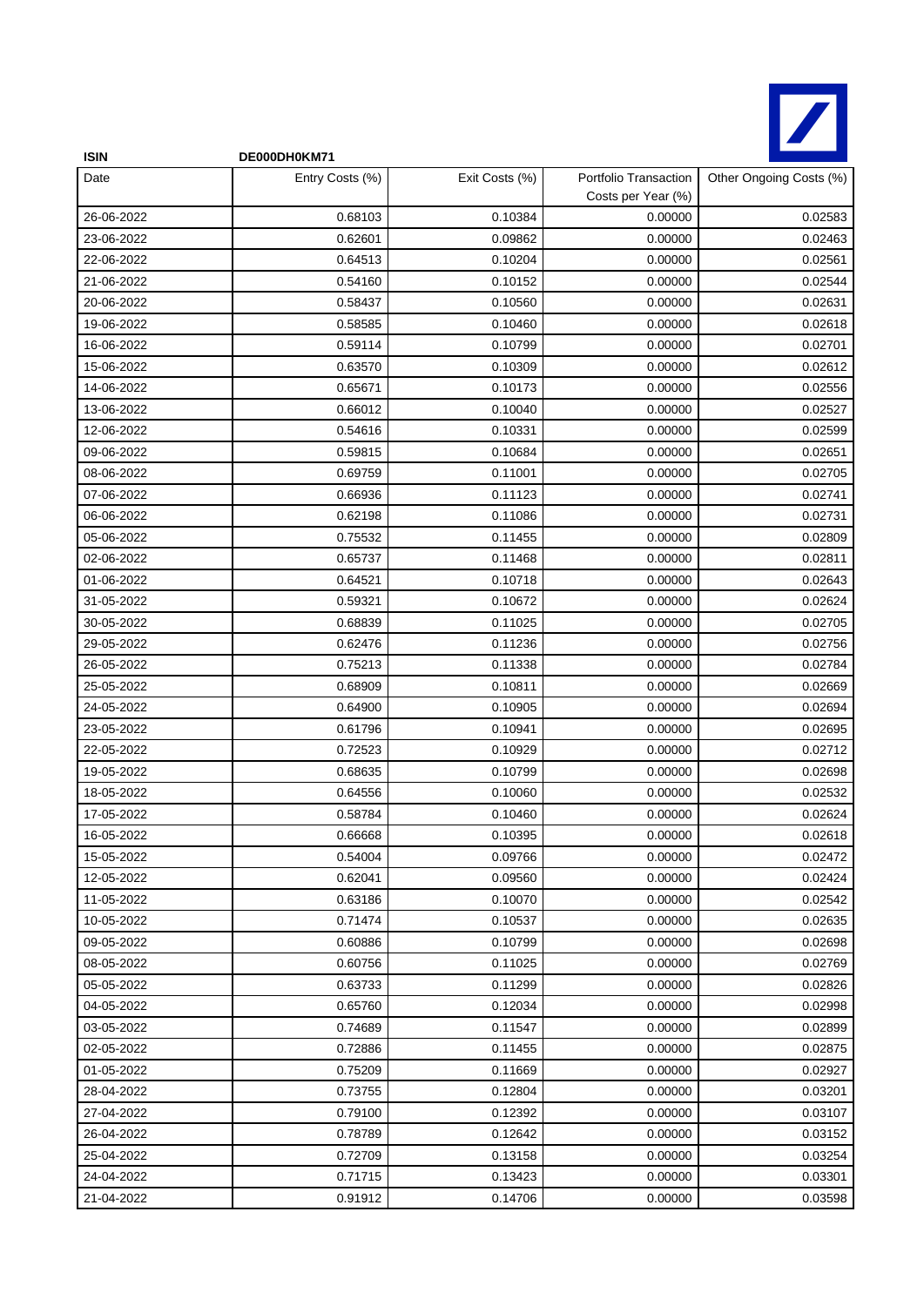**ISIN** DE000DH0KM71

| Date | Entry Costs (%) | Exit Costs (%) | Portfolio Transaction Costs per Year (%) | Other Ongoing Costs (%) |
|---|---|---|---|---|
| 26-06-2022 | 0.68103 | 0.10384 | 0.00000 | 0.02583 |
| 23-06-2022 | 0.62601 | 0.09862 | 0.00000 | 0.02463 |
| 22-06-2022 | 0.64513 | 0.10204 | 0.00000 | 0.02561 |
| 21-06-2022 | 0.54160 | 0.10152 | 0.00000 | 0.02544 |
| 20-06-2022 | 0.58437 | 0.10560 | 0.00000 | 0.02631 |
| 19-06-2022 | 0.58585 | 0.10460 | 0.00000 | 0.02618 |
| 16-06-2022 | 0.59114 | 0.10799 | 0.00000 | 0.02701 |
| 15-06-2022 | 0.63570 | 0.10309 | 0.00000 | 0.02612 |
| 14-06-2022 | 0.65671 | 0.10173 | 0.00000 | 0.02556 |
| 13-06-2022 | 0.66012 | 0.10040 | 0.00000 | 0.02527 |
| 12-06-2022 | 0.54616 | 0.10331 | 0.00000 | 0.02599 |
| 09-06-2022 | 0.59815 | 0.10684 | 0.00000 | 0.02651 |
| 08-06-2022 | 0.69759 | 0.11001 | 0.00000 | 0.02705 |
| 07-06-2022 | 0.66936 | 0.11123 | 0.00000 | 0.02741 |
| 06-06-2022 | 0.62198 | 0.11086 | 0.00000 | 0.02731 |
| 05-06-2022 | 0.75532 | 0.11455 | 0.00000 | 0.02809 |
| 02-06-2022 | 0.65737 | 0.11468 | 0.00000 | 0.02811 |
| 01-06-2022 | 0.64521 | 0.10718 | 0.00000 | 0.02643 |
| 31-05-2022 | 0.59321 | 0.10672 | 0.00000 | 0.02624 |
| 30-05-2022 | 0.68839 | 0.11025 | 0.00000 | 0.02705 |
| 29-05-2022 | 0.62476 | 0.11236 | 0.00000 | 0.02756 |
| 26-05-2022 | 0.75213 | 0.11338 | 0.00000 | 0.02784 |
| 25-05-2022 | 0.68909 | 0.10811 | 0.00000 | 0.02669 |
| 24-05-2022 | 0.64900 | 0.10905 | 0.00000 | 0.02694 |
| 23-05-2022 | 0.61796 | 0.10941 | 0.00000 | 0.02695 |
| 22-05-2022 | 0.72523 | 0.10929 | 0.00000 | 0.02712 |
| 19-05-2022 | 0.68635 | 0.10799 | 0.00000 | 0.02698 |
| 18-05-2022 | 0.64556 | 0.10060 | 0.00000 | 0.02532 |
| 17-05-2022 | 0.58784 | 0.10460 | 0.00000 | 0.02624 |
| 16-05-2022 | 0.66668 | 0.10395 | 0.00000 | 0.02618 |
| 15-05-2022 | 0.54004 | 0.09766 | 0.00000 | 0.02472 |
| 12-05-2022 | 0.62041 | 0.09560 | 0.00000 | 0.02424 |
| 11-05-2022 | 0.63186 | 0.10070 | 0.00000 | 0.02542 |
| 10-05-2022 | 0.71474 | 0.10537 | 0.00000 | 0.02635 |
| 09-05-2022 | 0.60886 | 0.10799 | 0.00000 | 0.02698 |
| 08-05-2022 | 0.60756 | 0.11025 | 0.00000 | 0.02769 |
| 05-05-2022 | 0.63733 | 0.11299 | 0.00000 | 0.02826 |
| 04-05-2022 | 0.65760 | 0.12034 | 0.00000 | 0.02998 |
| 03-05-2022 | 0.74689 | 0.11547 | 0.00000 | 0.02899 |
| 02-05-2022 | 0.72886 | 0.11455 | 0.00000 | 0.02875 |
| 01-05-2022 | 0.75209 | 0.11669 | 0.00000 | 0.02927 |
| 28-04-2022 | 0.73755 | 0.12804 | 0.00000 | 0.03201 |
| 27-04-2022 | 0.79100 | 0.12392 | 0.00000 | 0.03107 |
| 26-04-2022 | 0.78789 | 0.12642 | 0.00000 | 0.03152 |
| 25-04-2022 | 0.72709 | 0.13158 | 0.00000 | 0.03254 |
| 24-04-2022 | 0.71715 | 0.13423 | 0.00000 | 0.03301 |
| 21-04-2022 | 0.91912 | 0.14706 | 0.00000 | 0.03598 |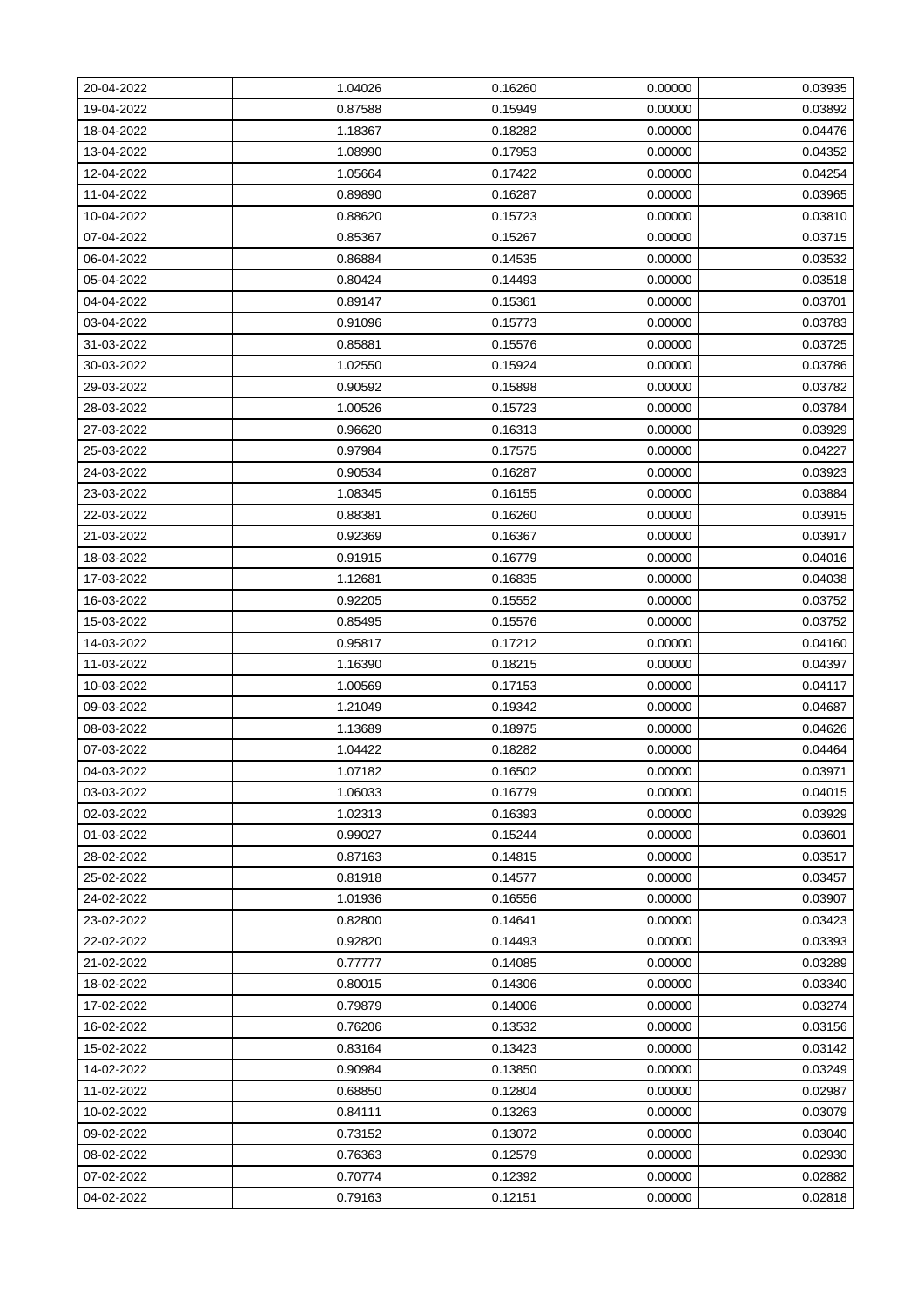| 20-04-2022 | 1.04026 | 0.16260 | 0.00000 | 0.03935 |
|---|---|---|---|---|
| 19-04-2022 | 0.87588 | 0.15949 | 0.00000 | 0.03892 |
| 18-04-2022 | 1.18367 | 0.18282 | 0.00000 | 0.04476 |
| 13-04-2022 | 1.08990 | 0.17953 | 0.00000 | 0.04352 |
| 12-04-2022 | 1.05664 | 0.17422 | 0.00000 | 0.04254 |
| 11-04-2022 | 0.89890 | 0.16287 | 0.00000 | 0.03965 |
| 10-04-2022 | 0.88620 | 0.15723 | 0.00000 | 0.03810 |
| 07-04-2022 | 0.85367 | 0.15267 | 0.00000 | 0.03715 |
| 06-04-2022 | 0.86884 | 0.14535 | 0.00000 | 0.03532 |
| 05-04-2022 | 0.80424 | 0.14493 | 0.00000 | 0.03518 |
| 04-04-2022 | 0.89147 | 0.15361 | 0.00000 | 0.03701 |
| 03-04-2022 | 0.91096 | 0.15773 | 0.00000 | 0.03783 |
| 31-03-2022 | 0.85881 | 0.15576 | 0.00000 | 0.03725 |
| 30-03-2022 | 1.02550 | 0.15924 | 0.00000 | 0.03786 |
| 29-03-2022 | 0.90592 | 0.15898 | 0.00000 | 0.03782 |
| 28-03-2022 | 1.00526 | 0.15723 | 0.00000 | 0.03784 |
| 27-03-2022 | 0.96620 | 0.16313 | 0.00000 | 0.03929 |
| 25-03-2022 | 0.97984 | 0.17575 | 0.00000 | 0.04227 |
| 24-03-2022 | 0.90534 | 0.16287 | 0.00000 | 0.03923 |
| 23-03-2022 | 1.08345 | 0.16155 | 0.00000 | 0.03884 |
| 22-03-2022 | 0.88381 | 0.16260 | 0.00000 | 0.03915 |
| 21-03-2022 | 0.92369 | 0.16367 | 0.00000 | 0.03917 |
| 18-03-2022 | 0.91915 | 0.16779 | 0.00000 | 0.04016 |
| 17-03-2022 | 1.12681 | 0.16835 | 0.00000 | 0.04038 |
| 16-03-2022 | 0.92205 | 0.15552 | 0.00000 | 0.03752 |
| 15-03-2022 | 0.85495 | 0.15576 | 0.00000 | 0.03752 |
| 14-03-2022 | 0.95817 | 0.17212 | 0.00000 | 0.04160 |
| 11-03-2022 | 1.16390 | 0.18215 | 0.00000 | 0.04397 |
| 10-03-2022 | 1.00569 | 0.17153 | 0.00000 | 0.04117 |
| 09-03-2022 | 1.21049 | 0.19342 | 0.00000 | 0.04687 |
| 08-03-2022 | 1.13689 | 0.18975 | 0.00000 | 0.04626 |
| 07-03-2022 | 1.04422 | 0.18282 | 0.00000 | 0.04464 |
| 04-03-2022 | 1.07182 | 0.16502 | 0.00000 | 0.03971 |
| 03-03-2022 | 1.06033 | 0.16779 | 0.00000 | 0.04015 |
| 02-03-2022 | 1.02313 | 0.16393 | 0.00000 | 0.03929 |
| 01-03-2022 | 0.99027 | 0.15244 | 0.00000 | 0.03601 |
| 28-02-2022 | 0.87163 | 0.14815 | 0.00000 | 0.03517 |
| 25-02-2022 | 0.81918 | 0.14577 | 0.00000 | 0.03457 |
| 24-02-2022 | 1.01936 | 0.16556 | 0.00000 | 0.03907 |
| 23-02-2022 | 0.82800 | 0.14641 | 0.00000 | 0.03423 |
| 22-02-2022 | 0.92820 | 0.14493 | 0.00000 | 0.03393 |
| 21-02-2022 | 0.77777 | 0.14085 | 0.00000 | 0.03289 |
| 18-02-2022 | 0.80015 | 0.14306 | 0.00000 | 0.03340 |
| 17-02-2022 | 0.79879 | 0.14006 | 0.00000 | 0.03274 |
| 16-02-2022 | 0.76206 | 0.13532 | 0.00000 | 0.03156 |
| 15-02-2022 | 0.83164 | 0.13423 | 0.00000 | 0.03142 |
| 14-02-2022 | 0.90984 | 0.13850 | 0.00000 | 0.03249 |
| 11-02-2022 | 0.68850 | 0.12804 | 0.00000 | 0.02987 |
| 10-02-2022 | 0.84111 | 0.13263 | 0.00000 | 0.03079 |
| 09-02-2022 | 0.73152 | 0.13072 | 0.00000 | 0.03040 |
| 08-02-2022 | 0.76363 | 0.12579 | 0.00000 | 0.02930 |
| 07-02-2022 | 0.70774 | 0.12392 | 0.00000 | 0.02882 |
| 04-02-2022 | 0.79163 | 0.12151 | 0.00000 | 0.02818 |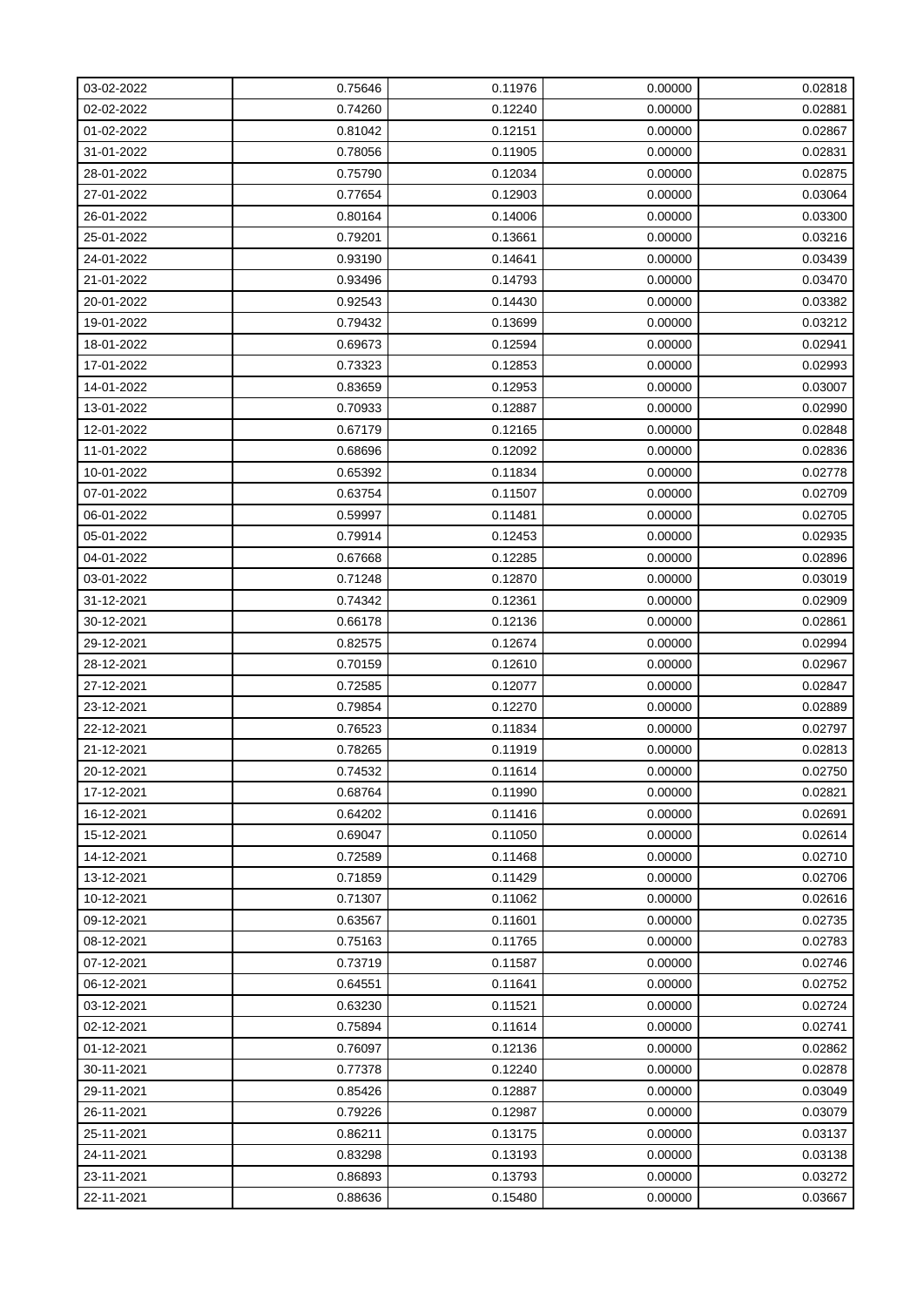| 03-02-2022 | 0.75646 | 0.11976 | 0.00000 | 0.02818 |
|---|---|---|---|---|
| 02-02-2022 | 0.74260 | 0.12240 | 0.00000 | 0.02881 |
| 01-02-2022 | 0.81042 | 0.12151 | 0.00000 | 0.02867 |
| 31-01-2022 | 0.78056 | 0.11905 | 0.00000 | 0.02831 |
| 28-01-2022 | 0.75790 | 0.12034 | 0.00000 | 0.02875 |
| 27-01-2022 | 0.77654 | 0.12903 | 0.00000 | 0.03064 |
| 26-01-2022 | 0.80164 | 0.14006 | 0.00000 | 0.03300 |
| 25-01-2022 | 0.79201 | 0.13661 | 0.00000 | 0.03216 |
| 24-01-2022 | 0.93190 | 0.14641 | 0.00000 | 0.03439 |
| 21-01-2022 | 0.93496 | 0.14793 | 0.00000 | 0.03470 |
| 20-01-2022 | 0.92543 | 0.14430 | 0.00000 | 0.03382 |
| 19-01-2022 | 0.79432 | 0.13699 | 0.00000 | 0.03212 |
| 18-01-2022 | 0.69673 | 0.12594 | 0.00000 | 0.02941 |
| 17-01-2022 | 0.73323 | 0.12853 | 0.00000 | 0.02993 |
| 14-01-2022 | 0.83659 | 0.12953 | 0.00000 | 0.03007 |
| 13-01-2022 | 0.70933 | 0.12887 | 0.00000 | 0.02990 |
| 12-01-2022 | 0.67179 | 0.12165 | 0.00000 | 0.02848 |
| 11-01-2022 | 0.68696 | 0.12092 | 0.00000 | 0.02836 |
| 10-01-2022 | 0.65392 | 0.11834 | 0.00000 | 0.02778 |
| 07-01-2022 | 0.63754 | 0.11507 | 0.00000 | 0.02709 |
| 06-01-2022 | 0.59997 | 0.11481 | 0.00000 | 0.02705 |
| 05-01-2022 | 0.79914 | 0.12453 | 0.00000 | 0.02935 |
| 04-01-2022 | 0.67668 | 0.12285 | 0.00000 | 0.02896 |
| 03-01-2022 | 0.71248 | 0.12870 | 0.00000 | 0.03019 |
| 31-12-2021 | 0.74342 | 0.12361 | 0.00000 | 0.02909 |
| 30-12-2021 | 0.66178 | 0.12136 | 0.00000 | 0.02861 |
| 29-12-2021 | 0.82575 | 0.12674 | 0.00000 | 0.02994 |
| 28-12-2021 | 0.70159 | 0.12610 | 0.00000 | 0.02967 |
| 27-12-2021 | 0.72585 | 0.12077 | 0.00000 | 0.02847 |
| 23-12-2021 | 0.79854 | 0.12270 | 0.00000 | 0.02889 |
| 22-12-2021 | 0.76523 | 0.11834 | 0.00000 | 0.02797 |
| 21-12-2021 | 0.78265 | 0.11919 | 0.00000 | 0.02813 |
| 20-12-2021 | 0.74532 | 0.11614 | 0.00000 | 0.02750 |
| 17-12-2021 | 0.68764 | 0.11990 | 0.00000 | 0.02821 |
| 16-12-2021 | 0.64202 | 0.11416 | 0.00000 | 0.02691 |
| 15-12-2021 | 0.69047 | 0.11050 | 0.00000 | 0.02614 |
| 14-12-2021 | 0.72589 | 0.11468 | 0.00000 | 0.02710 |
| 13-12-2021 | 0.71859 | 0.11429 | 0.00000 | 0.02706 |
| 10-12-2021 | 0.71307 | 0.11062 | 0.00000 | 0.02616 |
| 09-12-2021 | 0.63567 | 0.11601 | 0.00000 | 0.02735 |
| 08-12-2021 | 0.75163 | 0.11765 | 0.00000 | 0.02783 |
| 07-12-2021 | 0.73719 | 0.11587 | 0.00000 | 0.02746 |
| 06-12-2021 | 0.64551 | 0.11641 | 0.00000 | 0.02752 |
| 03-12-2021 | 0.63230 | 0.11521 | 0.00000 | 0.02724 |
| 02-12-2021 | 0.75894 | 0.11614 | 0.00000 | 0.02741 |
| 01-12-2021 | 0.76097 | 0.12136 | 0.00000 | 0.02862 |
| 30-11-2021 | 0.77378 | 0.12240 | 0.00000 | 0.02878 |
| 29-11-2021 | 0.85426 | 0.12887 | 0.00000 | 0.03049 |
| 26-11-2021 | 0.79226 | 0.12987 | 0.00000 | 0.03079 |
| 25-11-2021 | 0.86211 | 0.13175 | 0.00000 | 0.03137 |
| 24-11-2021 | 0.83298 | 0.13193 | 0.00000 | 0.03138 |
| 23-11-2021 | 0.86893 | 0.13793 | 0.00000 | 0.03272 |
| 22-11-2021 | 0.88636 | 0.15480 | 0.00000 | 0.03667 |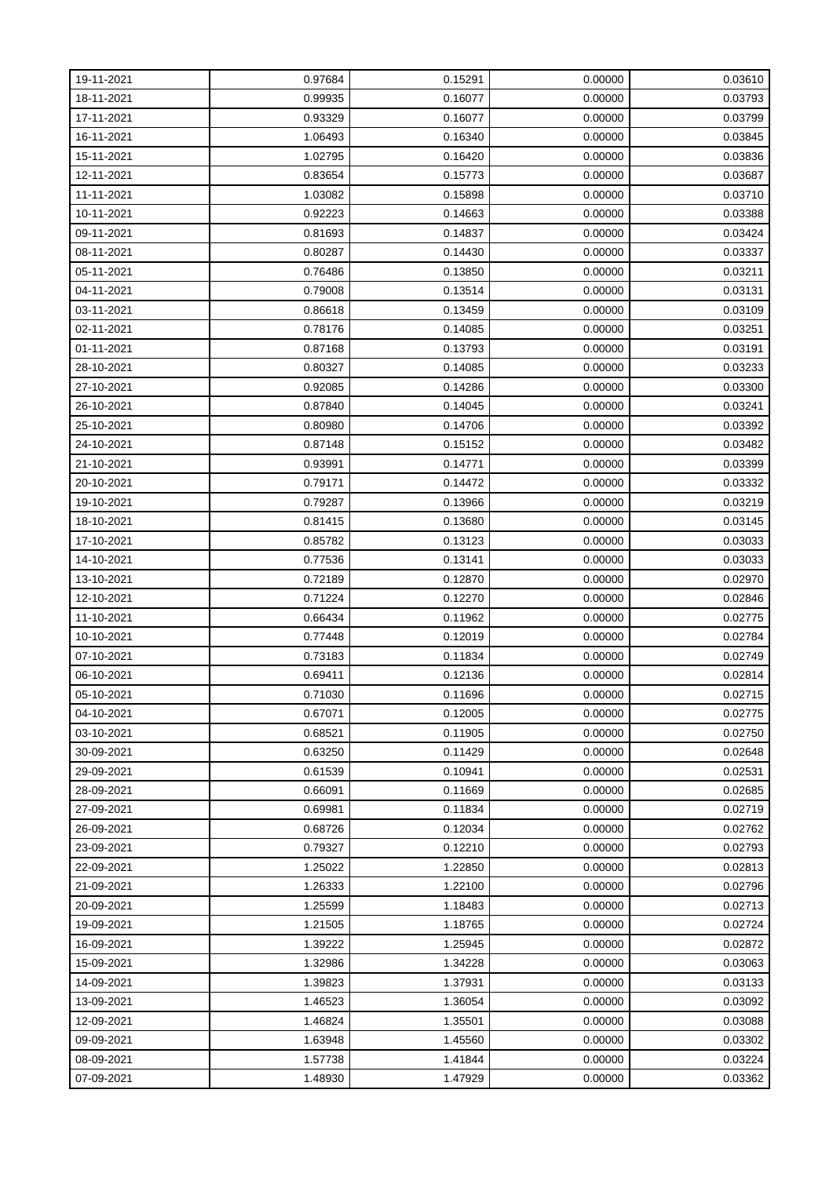| | | | | |
|---|---|---|---|---|
| 19-11-2021 | 0.97684 | 0.15291 | 0.00000 | 0.03610 |
| 18-11-2021 | 0.99935 | 0.16077 | 0.00000 | 0.03793 |
| 17-11-2021 | 0.93329 | 0.16077 | 0.00000 | 0.03799 |
| 16-11-2021 | 1.06493 | 0.16340 | 0.00000 | 0.03845 |
| 15-11-2021 | 1.02795 | 0.16420 | 0.00000 | 0.03836 |
| 12-11-2021 | 0.83654 | 0.15773 | 0.00000 | 0.03687 |
| 11-11-2021 | 1.03082 | 0.15898 | 0.00000 | 0.03710 |
| 10-11-2021 | 0.92223 | 0.14663 | 0.00000 | 0.03388 |
| 09-11-2021 | 0.81693 | 0.14837 | 0.00000 | 0.03424 |
| 08-11-2021 | 0.80287 | 0.14430 | 0.00000 | 0.03337 |
| 05-11-2021 | 0.76486 | 0.13850 | 0.00000 | 0.03211 |
| 04-11-2021 | 0.79008 | 0.13514 | 0.00000 | 0.03131 |
| 03-11-2021 | 0.86618 | 0.13459 | 0.00000 | 0.03109 |
| 02-11-2021 | 0.78176 | 0.14085 | 0.00000 | 0.03251 |
| 01-11-2021 | 0.87168 | 0.13793 | 0.00000 | 0.03191 |
| 28-10-2021 | 0.80327 | 0.14085 | 0.00000 | 0.03233 |
| 27-10-2021 | 0.92085 | 0.14286 | 0.00000 | 0.03300 |
| 26-10-2021 | 0.87840 | 0.14045 | 0.00000 | 0.03241 |
| 25-10-2021 | 0.80980 | 0.14706 | 0.00000 | 0.03392 |
| 24-10-2021 | 0.87148 | 0.15152 | 0.00000 | 0.03482 |
| 21-10-2021 | 0.93991 | 0.14771 | 0.00000 | 0.03399 |
| 20-10-2021 | 0.79171 | 0.14472 | 0.00000 | 0.03332 |
| 19-10-2021 | 0.79287 | 0.13966 | 0.00000 | 0.03219 |
| 18-10-2021 | 0.81415 | 0.13680 | 0.00000 | 0.03145 |
| 17-10-2021 | 0.85782 | 0.13123 | 0.00000 | 0.03033 |
| 14-10-2021 | 0.77536 | 0.13141 | 0.00000 | 0.03033 |
| 13-10-2021 | 0.72189 | 0.12870 | 0.00000 | 0.02970 |
| 12-10-2021 | 0.71224 | 0.12270 | 0.00000 | 0.02846 |
| 11-10-2021 | 0.66434 | 0.11962 | 0.00000 | 0.02775 |
| 10-10-2021 | 0.77448 | 0.12019 | 0.00000 | 0.02784 |
| 07-10-2021 | 0.73183 | 0.11834 | 0.00000 | 0.02749 |
| 06-10-2021 | 0.69411 | 0.12136 | 0.00000 | 0.02814 |
| 05-10-2021 | 0.71030 | 0.11696 | 0.00000 | 0.02715 |
| 04-10-2021 | 0.67071 | 0.12005 | 0.00000 | 0.02775 |
| 03-10-2021 | 0.68521 | 0.11905 | 0.00000 | 0.02750 |
| 30-09-2021 | 0.63250 | 0.11429 | 0.00000 | 0.02648 |
| 29-09-2021 | 0.61539 | 0.10941 | 0.00000 | 0.02531 |
| 28-09-2021 | 0.66091 | 0.11669 | 0.00000 | 0.02685 |
| 27-09-2021 | 0.69981 | 0.11834 | 0.00000 | 0.02719 |
| 26-09-2021 | 0.68726 | 0.12034 | 0.00000 | 0.02762 |
| 23-09-2021 | 0.79327 | 0.12210 | 0.00000 | 0.02793 |
| 22-09-2021 | 1.25022 | 1.22850 | 0.00000 | 0.02813 |
| 21-09-2021 | 1.26333 | 1.22100 | 0.00000 | 0.02796 |
| 20-09-2021 | 1.25599 | 1.18483 | 0.00000 | 0.02713 |
| 19-09-2021 | 1.21505 | 1.18765 | 0.00000 | 0.02724 |
| 16-09-2021 | 1.39222 | 1.25945 | 0.00000 | 0.02872 |
| 15-09-2021 | 1.32986 | 1.34228 | 0.00000 | 0.03063 |
| 14-09-2021 | 1.39823 | 1.37931 | 0.00000 | 0.03133 |
| 13-09-2021 | 1.46523 | 1.36054 | 0.00000 | 0.03092 |
| 12-09-2021 | 1.46824 | 1.35501 | 0.00000 | 0.03088 |
| 09-09-2021 | 1.63948 | 1.45560 | 0.00000 | 0.03302 |
| 08-09-2021 | 1.57738 | 1.41844 | 0.00000 | 0.03224 |
| 07-09-2021 | 1.48930 | 1.47929 | 0.00000 | 0.03362 |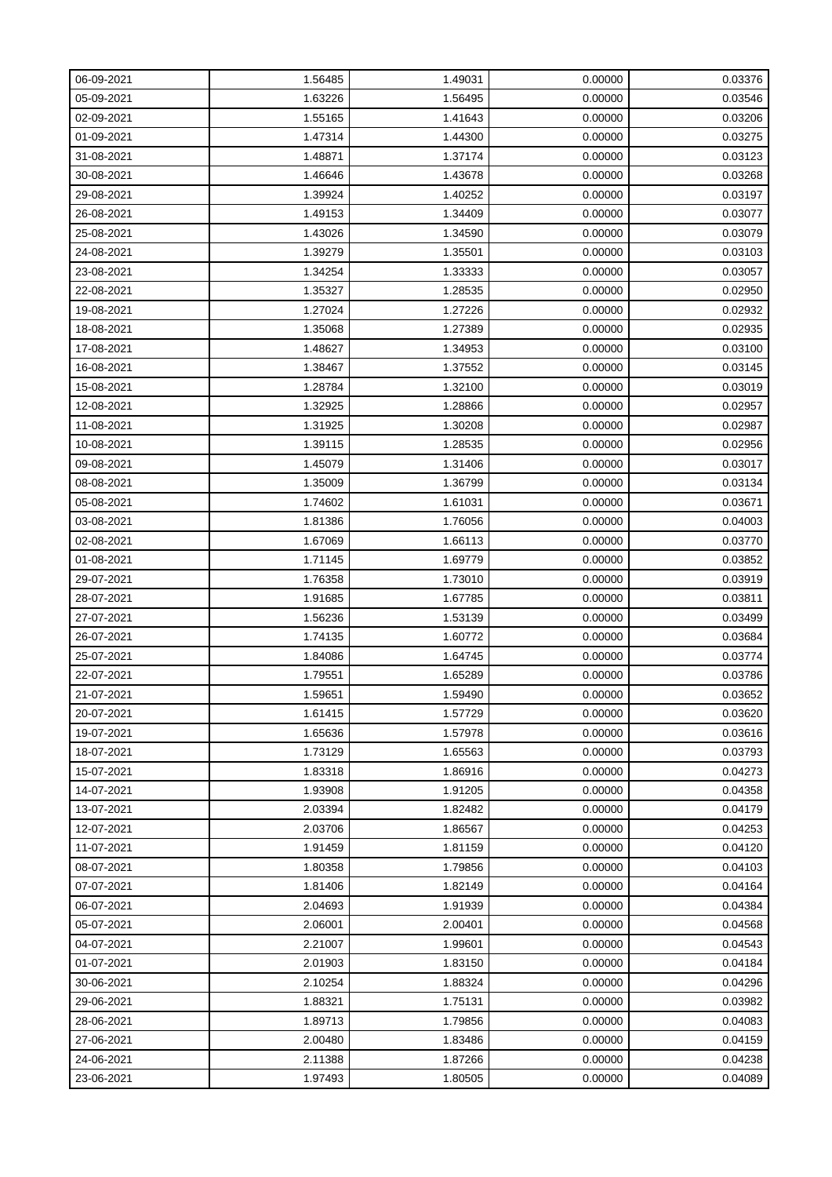| | | | | |
|---|---|---|---|---|
| 06-09-2021 | 1.56485 | 1.49031 | 0.00000 | 0.03376 |
| 05-09-2021 | 1.63226 | 1.56495 | 0.00000 | 0.03546 |
| 02-09-2021 | 1.55165 | 1.41643 | 0.00000 | 0.03206 |
| 01-09-2021 | 1.47314 | 1.44300 | 0.00000 | 0.03275 |
| 31-08-2021 | 1.48871 | 1.37174 | 0.00000 | 0.03123 |
| 30-08-2021 | 1.46646 | 1.43678 | 0.00000 | 0.03268 |
| 29-08-2021 | 1.39924 | 1.40252 | 0.00000 | 0.03197 |
| 26-08-2021 | 1.49153 | 1.34409 | 0.00000 | 0.03077 |
| 25-08-2021 | 1.43026 | 1.34590 | 0.00000 | 0.03079 |
| 24-08-2021 | 1.39279 | 1.35501 | 0.00000 | 0.03103 |
| 23-08-2021 | 1.34254 | 1.33333 | 0.00000 | 0.03057 |
| 22-08-2021 | 1.35327 | 1.28535 | 0.00000 | 0.02950 |
| 19-08-2021 | 1.27024 | 1.27226 | 0.00000 | 0.02932 |
| 18-08-2021 | 1.35068 | 1.27389 | 0.00000 | 0.02935 |
| 17-08-2021 | 1.48627 | 1.34953 | 0.00000 | 0.03100 |
| 16-08-2021 | 1.38467 | 1.37552 | 0.00000 | 0.03145 |
| 15-08-2021 | 1.28784 | 1.32100 | 0.00000 | 0.03019 |
| 12-08-2021 | 1.32925 | 1.28866 | 0.00000 | 0.02957 |
| 11-08-2021 | 1.31925 | 1.30208 | 0.00000 | 0.02987 |
| 10-08-2021 | 1.39115 | 1.28535 | 0.00000 | 0.02956 |
| 09-08-2021 | 1.45079 | 1.31406 | 0.00000 | 0.03017 |
| 08-08-2021 | 1.35009 | 1.36799 | 0.00000 | 0.03134 |
| 05-08-2021 | 1.74602 | 1.61031 | 0.00000 | 0.03671 |
| 03-08-2021 | 1.81386 | 1.76056 | 0.00000 | 0.04003 |
| 02-08-2021 | 1.67069 | 1.66113 | 0.00000 | 0.03770 |
| 01-08-2021 | 1.71145 | 1.69779 | 0.00000 | 0.03852 |
| 29-07-2021 | 1.76358 | 1.73010 | 0.00000 | 0.03919 |
| 28-07-2021 | 1.91685 | 1.67785 | 0.00000 | 0.03811 |
| 27-07-2021 | 1.56236 | 1.53139 | 0.00000 | 0.03499 |
| 26-07-2021 | 1.74135 | 1.60772 | 0.00000 | 0.03684 |
| 25-07-2021 | 1.84086 | 1.64745 | 0.00000 | 0.03774 |
| 22-07-2021 | 1.79551 | 1.65289 | 0.00000 | 0.03786 |
| 21-07-2021 | 1.59651 | 1.59490 | 0.00000 | 0.03652 |
| 20-07-2021 | 1.61415 | 1.57729 | 0.00000 | 0.03620 |
| 19-07-2021 | 1.65636 | 1.57978 | 0.00000 | 0.03616 |
| 18-07-2021 | 1.73129 | 1.65563 | 0.00000 | 0.03793 |
| 15-07-2021 | 1.83318 | 1.86916 | 0.00000 | 0.04273 |
| 14-07-2021 | 1.93908 | 1.91205 | 0.00000 | 0.04358 |
| 13-07-2021 | 2.03394 | 1.82482 | 0.00000 | 0.04179 |
| 12-07-2021 | 2.03706 | 1.86567 | 0.00000 | 0.04253 |
| 11-07-2021 | 1.91459 | 1.81159 | 0.00000 | 0.04120 |
| 08-07-2021 | 1.80358 | 1.79856 | 0.00000 | 0.04103 |
| 07-07-2021 | 1.81406 | 1.82149 | 0.00000 | 0.04164 |
| 06-07-2021 | 2.04693 | 1.91939 | 0.00000 | 0.04384 |
| 05-07-2021 | 2.06001 | 2.00401 | 0.00000 | 0.04568 |
| 04-07-2021 | 2.21007 | 1.99601 | 0.00000 | 0.04543 |
| 01-07-2021 | 2.01903 | 1.83150 | 0.00000 | 0.04184 |
| 30-06-2021 | 2.10254 | 1.88324 | 0.00000 | 0.04296 |
| 29-06-2021 | 1.88321 | 1.75131 | 0.00000 | 0.03982 |
| 28-06-2021 | 1.89713 | 1.79856 | 0.00000 | 0.04083 |
| 27-06-2021 | 2.00480 | 1.83486 | 0.00000 | 0.04159 |
| 24-06-2021 | 2.11388 | 1.87266 | 0.00000 | 0.04238 |
| 23-06-2021 | 1.97493 | 1.80505 | 0.00000 | 0.04089 |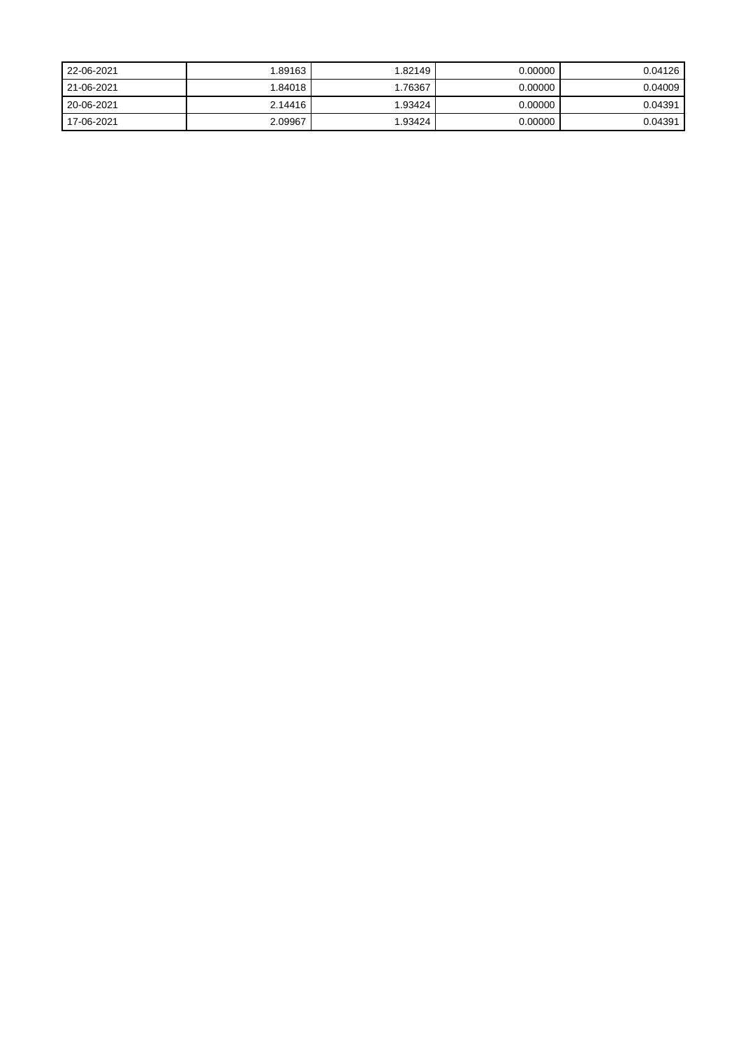| | | | | |
|---|---|---|---|---|
| 22-06-2021 | 1.89163 | 1.82149 | 0.00000 | 0.04126 |
| 21-06-2021 | 1.84018 | 1.76367 | 0.00000 | 0.04009 |
| 20-06-2021 | 2.14416 | 1.93424 | 0.00000 | 0.04391 |
| 17-06-2021 | 2.09967 | 1.93424 | 0.00000 | 0.04391 |